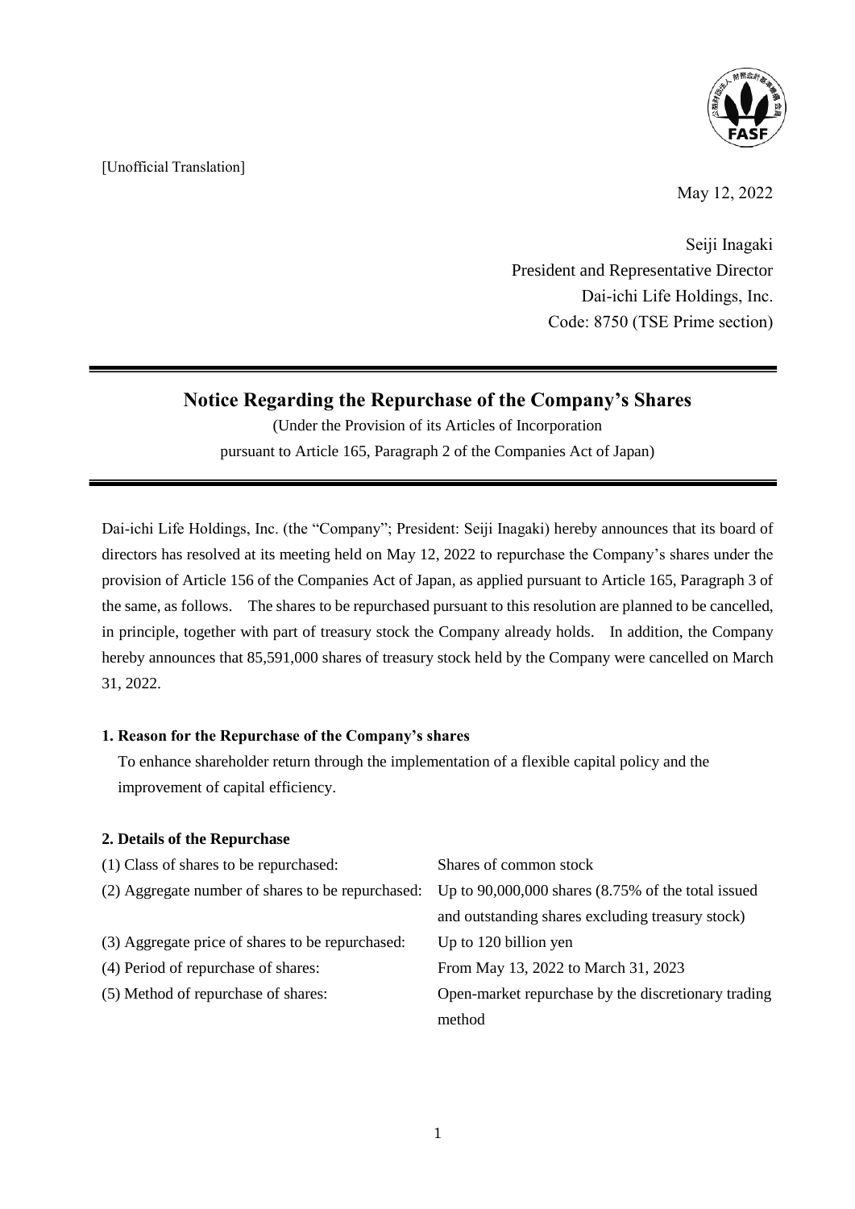[Unofficial Translation]

May 12, 2022

Seiji Inagaki
President and Representative Director
Dai-ichi Life Holdings, Inc.
Code: 8750 (TSE Prime section)

# Notice Regarding the Repurchase of the Company's Shares

(Under the Provision of its Articles of Incorporation
pursuant to Article 165, Paragraph 2 of the Companies Act of Japan)

Dai-ichi Life Holdings, Inc. (the "Company"; President: Seiji Inagaki) hereby announces that its board of directors has resolved at its meeting held on May 12, 2022 to repurchase the Company's shares under the provision of Article 156 of the Companies Act of Japan, as applied pursuant to Article 165, Paragraph 3 of the same, as follows. The shares to be repurchased pursuant to this resolution are planned to be cancelled, in principle, together with part of treasury stock the Company already holds. In addition, the Company hereby announces that 85,591,000 shares of treasury stock held by the Company were cancelled on March 31, 2022.

### 1. Reason for the Repurchase of the Company's shares

To enhance shareholder return through the implementation of a flexible capital policy and the improvement of capital efficiency.

### 2. Details of the Repurchase

| | |
|---|---|
| (1) Class of shares to be repurchased: | Shares of common stock |
| (2) Aggregate number of shares to be repurchased: | Up to 90,000,000 shares (8.75% of the total issued and outstanding shares excluding treasury stock) |
| (3) Aggregate price of shares to be repurchased: | Up to 120 billion yen |
| (4) Period of repurchase of shares: | From May 13, 2022 to March 31, 2023 |
| (5) Method of repurchase of shares: | Open-market repurchase by the discretionary trading method |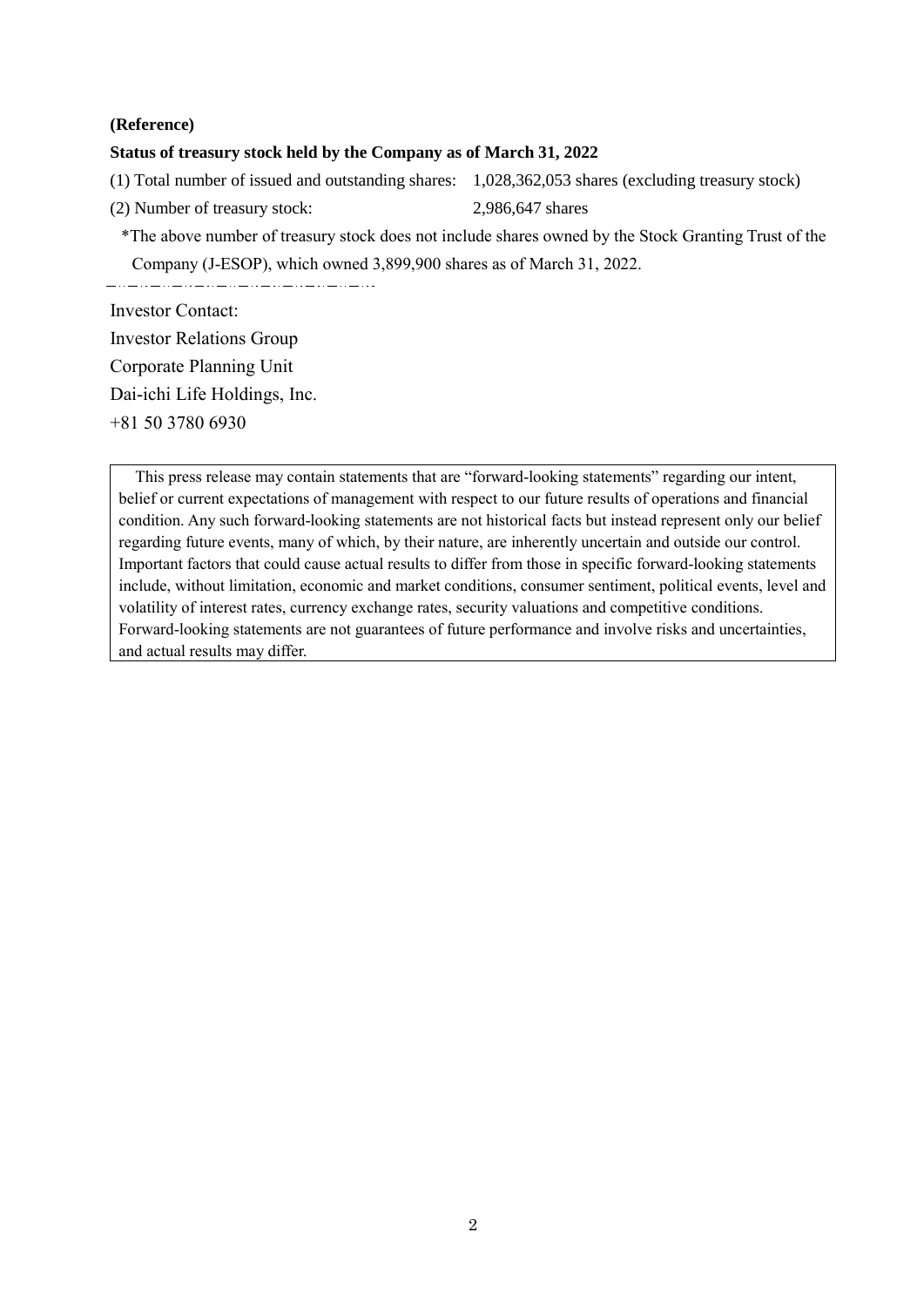**(Reference)**

**Status of treasury stock held by the Company as of March 31, 2022**

(1) Total number of issued and outstanding shares: 1,028,362,053 shares (excluding treasury stock)

(2) Number of treasury stock: 2,986,647 shares

*The above number of treasury stock does not include shares owned by the Stock Granting Trust of the Company (J-ESOP), which owned 3,899,900 shares as of March 31, 2022.

---

Investor Contact:
Investor Relations Group
Corporate Planning Unit
Dai-ichi Life Holdings, Inc.
+81 50 3780 6930

This press release may contain statements that are "forward-looking statements" regarding our intent, belief or current expectations of management with respect to our future results of operations and financial condition. Any such forward-looking statements are not historical facts but instead represent only our belief regarding future events, many of which, by their nature, are inherently uncertain and outside our control. Important factors that could cause actual results to differ from those in specific forward-looking statements include, without limitation, economic and market conditions, consumer sentiment, political events, level and volatility of interest rates, currency exchange rates, security valuations and competitive conditions. Forward-looking statements are not guarantees of future performance and involve risks and uncertainties, and actual results may differ.